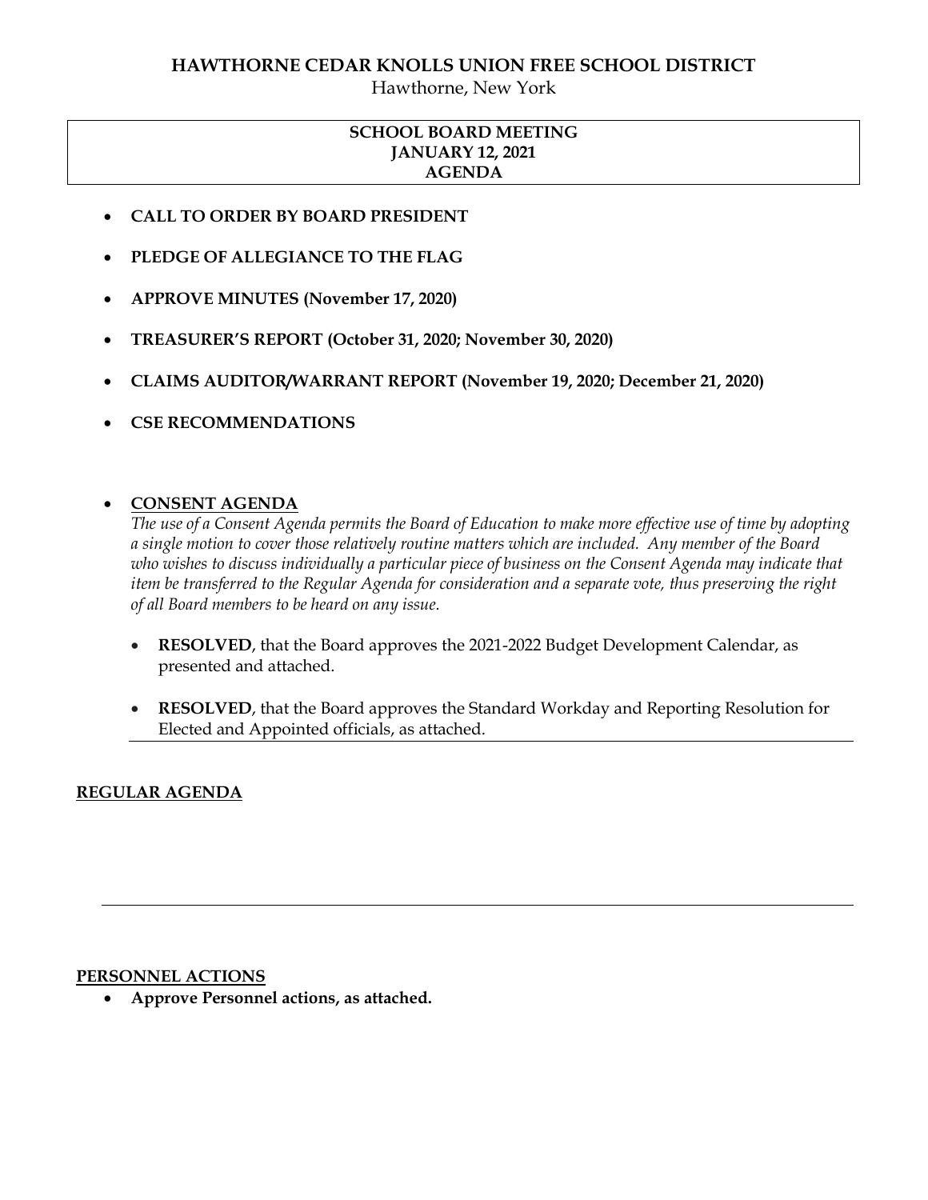# HAWTHORNE CEDAR KNOLLS UNION FREE SCHOOL DISTRICT

Hawthorne, New York

## SCHOOL BOARD MEETING
## JANUARY 12, 2021
## AGENDA

- **CALL TO ORDER BY BOARD PRESIDENT**
- **PLEDGE OF ALLEGIANCE TO THE FLAG**
- **APPROVE MINUTES (November 17, 2020)**
- **TREASURER'S REPORT (October 31, 2020; November 30, 2020)**
- **CLAIMS AUDITOR/WARRANT REPORT (November 19, 2020; December 21, 2020)**
- **CSE RECOMMENDATIONS**

- **CONSENT AGENDA**

  *The use of a Consent Agenda permits the Board of Education to make more effective use of time by adopting a single motion to cover those relatively routine matters which are included. Any member of the Board who wishes to discuss individually a particular piece of business on the Consent Agenda may indicate that item be transferred to the Regular Agenda for consideration and a separate vote, thus preserving the right of all Board members to be heard on any issue.*

  - **RESOLVED**, that the Board approves the 2021-2022 Budget Development Calendar, as presented and attached.
  - **RESOLVED**, that the Board approves the Standard Workday and Reporting Resolution for Elected and Appointed officials, as attached.

---

**REGULAR AGENDA**

---

**PERSONNEL ACTIONS**

- **Approve Personnel actions, as attached.**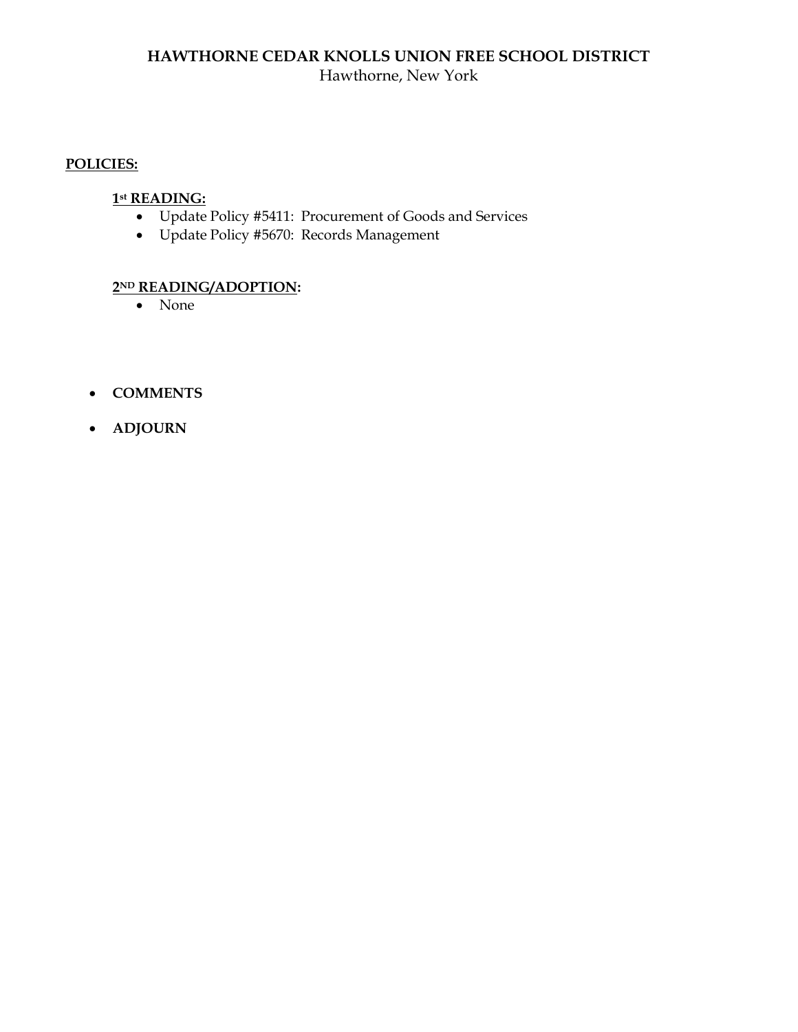**HAWTHORNE CEDAR KNOLLS UNION FREE SCHOOL DISTRICT**
Hawthorne, New York

**POLICIES:**

**1st READING:**

- Update Policy #5411: Procurement of Goods and Services
- Update Policy #5670: Records Management

**2ND READING/ADOPTION:**

- None

- **COMMENTS**
- **ADJOURN**